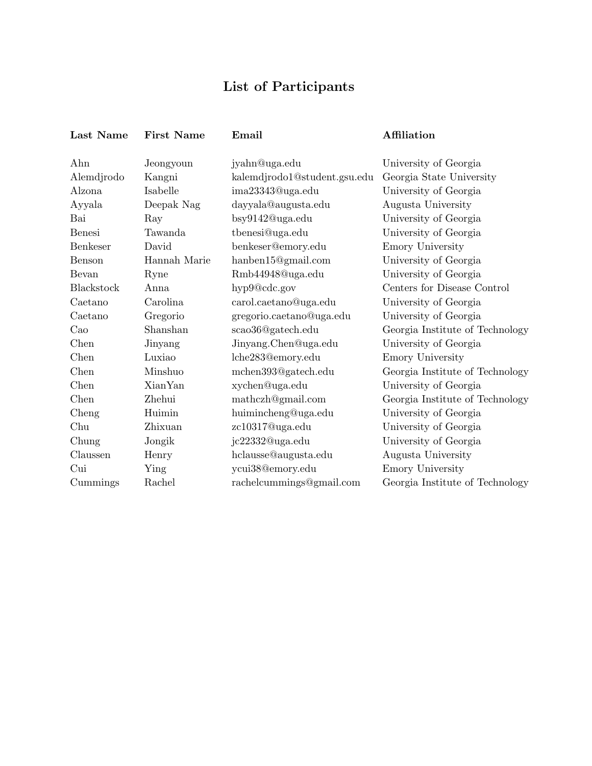# List of Participants

| Last Name | First Name | Email | Affiliation |
|---|---|---|---|
| Ahn | Jeongyoun | jyahn@uga.edu | University of Georgia |
| Alemdjrodo | Kangni | kalemdjrodo1@student.gsu.edu | Georgia State University |
| Alzona | Isabelle | ima23343@uga.edu | University of Georgia |
| Ayyala | Deepak Nag | dayyala@augusta.edu | Augusta University |
| Bai | Ray | bsy9142@uga.edu | University of Georgia |
| Benesi | Tawanda | tbenesi@uga.edu | University of Georgia |
| Benkeser | David | benkeser@emory.edu | Emory University |
| Benson | Hannah Marie | hanben15@gmail.com | University of Georgia |
| Bevan | Ryne | Rmb44948@uga.edu | University of Georgia |
| Blackstock | Anna | hyp9@cdc.gov | Centers for Disease Control |
| Caetano | Carolina | carol.caetano@uga.edu | University of Georgia |
| Caetano | Gregorio | gregorio.caetano@uga.edu | University of Georgia |
| Cao | Shanshan | scao36@gatech.edu | Georgia Institute of Technology |
| Chen | Jinyang | Jinyang.Chen@uga.edu | University of Georgia |
| Chen | Luxiao | lche283@emory.edu | Emory University |
| Chen | Minshuo | mchen393@gatech.edu | Georgia Institute of Technology |
| Chen | XianYan | xychen@uga.edu | University of Georgia |
| Chen | Zhehui | mathczh@gmail.com | Georgia Institute of Technology |
| Cheng | Huimin | huimincheng@uga.edu | University of Georgia |
| Chu | Zhixuan | zc10317@uga.edu | University of Georgia |
| Chung | Jongik | jc22332@uga.edu | University of Georgia |
| Claussen | Henry | hclausse@augusta.edu | Augusta University |
| Cui | Ying | ycui38@emory.edu | Emory University |
| Cummings | Rachel | rachelcummings@gmail.com | Georgia Institute of Technology |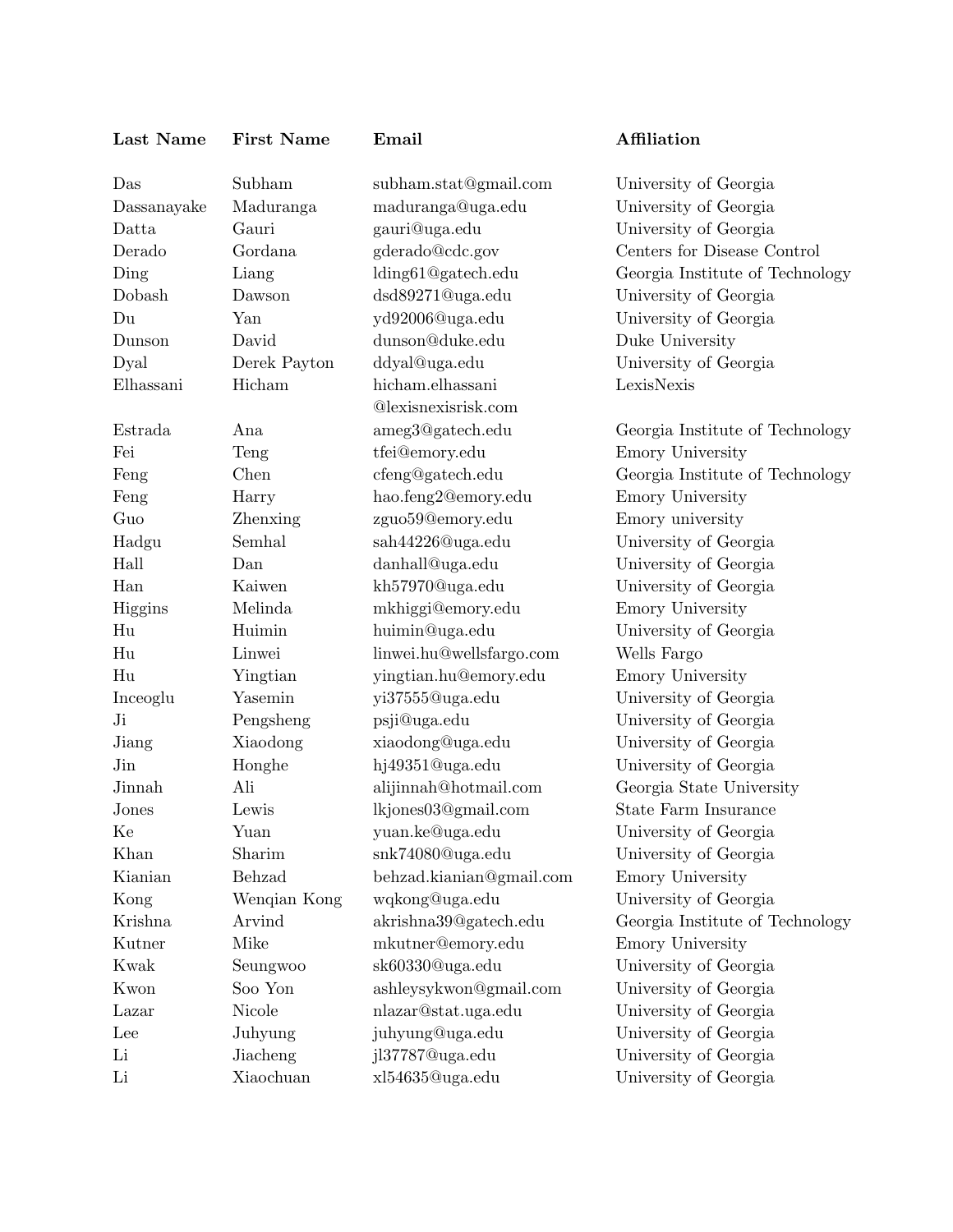| Last Name | First Name | Email | Affiliation |
|---|---|---|---|
| Das | Subham | subham.stat@gmail.com | University of Georgia |
| Dassanayake | Maduranga | maduranga@uga.edu | University of Georgia |
| Datta | Gauri | gauri@uga.edu | University of Georgia |
| Derado | Gordana | gderado@cdc.gov | Centers for Disease Control |
| Ding | Liang | lding61@gatech.edu | Georgia Institute of Technology |
| Dobash | Dawson | dsd89271@uga.edu | University of Georgia |
| Du | Yan | yd92006@uga.edu | University of Georgia |
| Dunson | David | dunson@duke.edu | Duke University |
| Dyal | Derek Payton | ddyal@uga.edu | University of Georgia |
| Elhassani | Hicham | hicham.elhassani @lexisnexisrisk.com | LexisNexis |
| Estrada | Ana | ameg3@gatech.edu | Georgia Institute of Technology |
| Fei | Teng | tfei@emory.edu | Emory University |
| Feng | Chen | cfeng@gatech.edu | Georgia Institute of Technology |
| Feng | Harry | hao.feng2@emory.edu | Emory University |
| Guo | Zhenxing | zguo59@emory.edu | Emory university |
| Hadgu | Semhal | sah44226@uga.edu | University of Georgia |
| Hall | Dan | danhall@uga.edu | University of Georgia |
| Han | Kaiwen | kh57970@uga.edu | University of Georgia |
| Higgins | Melinda | mkhiggi@emory.edu | Emory University |
| Hu | Huimin | huimin@uga.edu | University of Georgia |
| Hu | Linwei | linwei.hu@wellsfargo.com | Wells Fargo |
| Hu | Yingtian | yingtian.hu@emory.edu | Emory University |
| Inceoglu | Yasemin | yi37555@uga.edu | University of Georgia |
| Ji | Pengsheng | psji@uga.edu | University of Georgia |
| Jiang | Xiaodong | xiaodong@uga.edu | University of Georgia |
| Jin | Honghe | hj49351@uga.edu | University of Georgia |
| Jinnah | Ali | alijinnah@hotmail.com | Georgia State University |
| Jones | Lewis | lkjones03@gmail.com | State Farm Insurance |
| Ke | Yuan | yuan.ke@uga.edu | University of Georgia |
| Khan | Sharim | snk74080@uga.edu | University of Georgia |
| Kianian | Behzad | behzad.kianian@gmail.com | Emory University |
| Kong | Wenqian Kong | wqkong@uga.edu | University of Georgia |
| Krishna | Arvind | akrishna39@gatech.edu | Georgia Institute of Technology |
| Kutner | Mike | mkutner@emory.edu | Emory University |
| Kwak | Seungwoo | sk60330@uga.edu | University of Georgia |
| Kwon | Soo Yon | ashleysykwon@gmail.com | University of Georgia |
| Lazar | Nicole | nlazar@stat.uga.edu | University of Georgia |
| Lee | Juhyung | juhyung@uga.edu | University of Georgia |
| Li | Jiacheng | jl37787@uga.edu | University of Georgia |
| Li | Xiaochuan | xl54635@uga.edu | University of Georgia |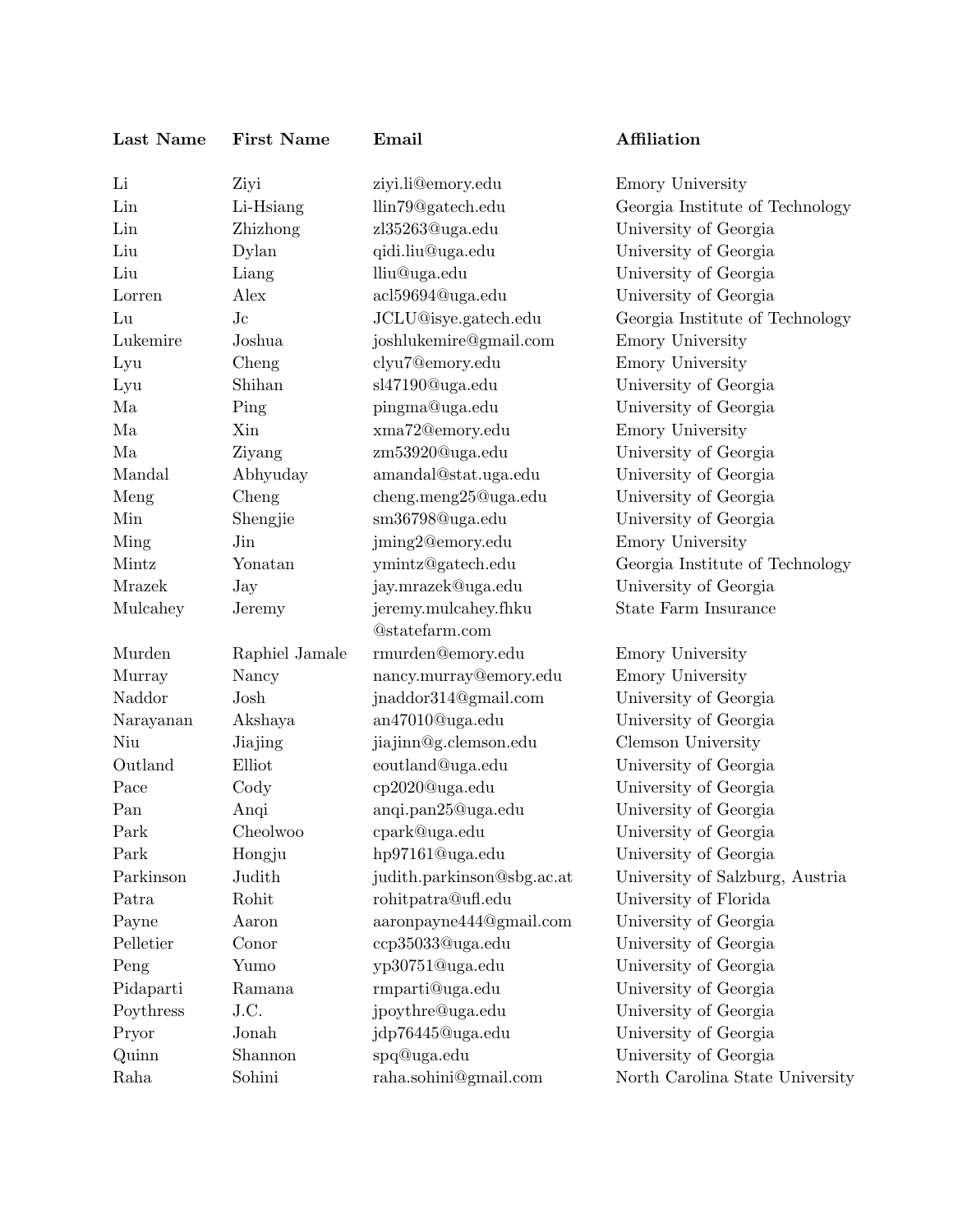| Last Name | First Name | Email | Affiliation |
|---|---|---|---|
| Li | Ziyi | ziyi.li@emory.edu | Emory University |
| Lin | Li-Hsiang | llin79@gatech.edu | Georgia Institute of Technology |
| Lin | Zhizhong | zl35263@uga.edu | University of Georgia |
| Liu | Dylan | qidi.liu@uga.edu | University of Georgia |
| Liu | Liang | lliu@uga.edu | University of Georgia |
| Lorren | Alex | acl59694@uga.edu | University of Georgia |
| Lu | Jc | JCLU@isye.gatech.edu | Georgia Institute of Technology |
| Lukemire | Joshua | joshlukemire@gmail.com | Emory University |
| Lyu | Cheng | clyu7@emory.edu | Emory University |
| Lyu | Shihan | sl47190@uga.edu | University of Georgia |
| Ma | Ping | pingma@uga.edu | University of Georgia |
| Ma | Xin | xma72@emory.edu | Emory University |
| Ma | Ziyang | zm53920@uga.edu | University of Georgia |
| Mandal | Abhyuday | amandal@stat.uga.edu | University of Georgia |
| Meng | Cheng | cheng.meng25@uga.edu | University of Georgia |
| Min | Shengjie | sm36798@uga.edu | University of Georgia |
| Ming | Jin | jming2@emory.edu | Emory University |
| Mintz | Yonatan | ymintz@gatech.edu | Georgia Institute of Technology |
| Mrazek | Jay | jay.mrazek@uga.edu | University of Georgia |
| Mulcahey | Jeremy | jeremy.mulcahey.fhku@statefarm.com | State Farm Insurance |
| Murden | Raphiel Jamale | rmurden@emory.edu | Emory University |
| Murray | Nancy | nancy.murray@emory.edu | Emory University |
| Naddor | Josh | jnaddor314@gmail.com | University of Georgia |
| Narayanan | Akshaya | an47010@uga.edu | University of Georgia |
| Niu | Jiajing | jiajinn@g.clemson.edu | Clemson University |
| Outland | Elliot | eoutland@uga.edu | University of Georgia |
| Pace | Cody | cp2020@uga.edu | University of Georgia |
| Pan | Anqi | anqi.pan25@uga.edu | University of Georgia |
| Park | Cheolwoo | cpark@uga.edu | University of Georgia |
| Park | Hongju | hp97161@uga.edu | University of Georgia |
| Parkinson | Judith | judith.parkinson@sbg.ac.at | University of Salzburg, Austria |
| Patra | Rohit | rohitpatra@ufl.edu | University of Florida |
| Payne | Aaron | aaronpayne444@gmail.com | University of Georgia |
| Pelletier | Conor | ccp35033@uga.edu | University of Georgia |
| Peng | Yumo | yp30751@uga.edu | University of Georgia |
| Pidaparti | Ramana | rmparti@uga.edu | University of Georgia |
| Poythress | J.C. | jpoythre@uga.edu | University of Georgia |
| Pryor | Jonah | jdp76445@uga.edu | University of Georgia |
| Quinn | Shannon | spq@uga.edu | University of Georgia |
| Raha | Sohini | raha.sohini@gmail.com | North Carolina State University |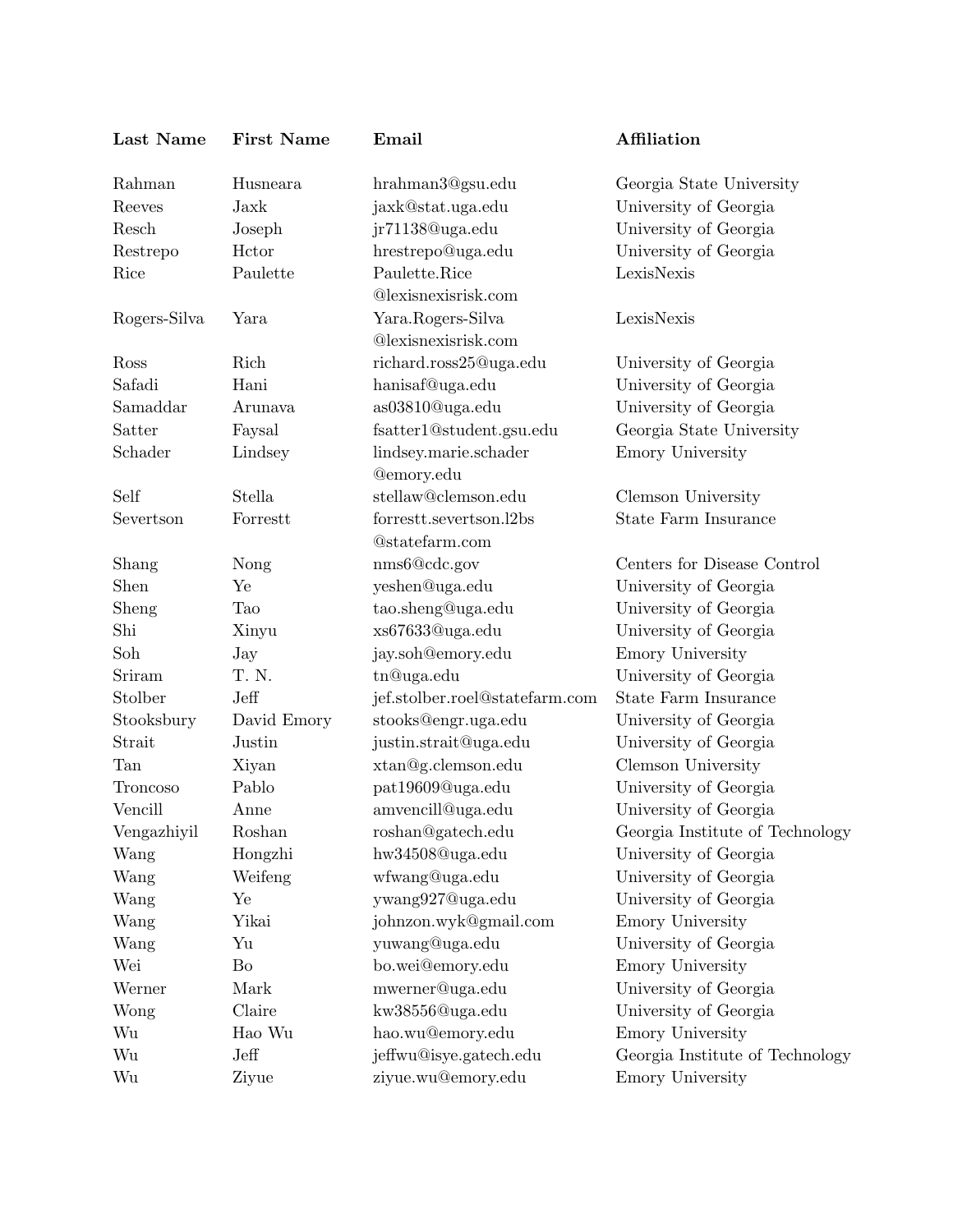| Last Name | First Name | Email | Affiliation |
|---|---|---|---|
| Rahman | Husneara | hrahman3@gsu.edu | Georgia State University |
| Reeves | Jaxk | jaxk@stat.uga.edu | University of Georgia |
| Resch | Joseph | jr71138@uga.edu | University of Georgia |
| Restrepo | Hctor | hrestrepo@uga.edu | University of Georgia |
| Rice | Paulette | Paulette.Rice@lexisnexisrisk.com | LexisNexis |
| Rogers-Silva | Yara | Yara.Rogers-Silva@lexisnexisrisk.com | LexisNexis |
| Ross | Rich | richard.ross25@uga.edu | University of Georgia |
| Safadi | Hani | hanisaf@uga.edu | University of Georgia |
| Samaddar | Arunava | as03810@uga.edu | University of Georgia |
| Satter | Faysal | fsatter1@student.gsu.edu | Georgia State University |
| Schader | Lindsey | lindsey.marie.schader@emory.edu | Emory University |
| Self | Stella | stellaw@clemson.edu | Clemson University |
| Severtson | Forrestt | forrestt.severtson.l2bs@statefarm.com | State Farm Insurance |
| Shang | Nong | nms6@cdc.gov | Centers for Disease Control |
| Shen | Ye | yeshen@uga.edu | University of Georgia |
| Sheng | Tao | tao.sheng@uga.edu | University of Georgia |
| Shi | Xinyu | xs67633@uga.edu | University of Georgia |
| Soh | Jay | jay.soh@emory.edu | Emory University |
| Sriram | T. N. | tn@uga.edu | University of Georgia |
| Stolber | Jeff | jef.stolber.roel@statefarm.com | State Farm Insurance |
| Stooksbury | David Emory | stooks@engr.uga.edu | University of Georgia |
| Strait | Justin | justin.strait@uga.edu | University of Georgia |
| Tan | Xiyan | xtan@g.clemson.edu | Clemson University |
| Troncoso | Pablo | pat19609@uga.edu | University of Georgia |
| Vencill | Anne | amvencill@uga.edu | University of Georgia |
| Vengazhiyil | Roshan | roshan@gatech.edu | Georgia Institute of Technology |
| Wang | Hongzhi | hw34508@uga.edu | University of Georgia |
| Wang | Weifeng | wfwang@uga.edu | University of Georgia |
| Wang | Ye | ywang927@uga.edu | University of Georgia |
| Wang | Yikai | johnzon.wyk@gmail.com | Emory University |
| Wang | Yu | yuwang@uga.edu | University of Georgia |
| Wei | Bo | bo.wei@emory.edu | Emory University |
| Werner | Mark | mwerner@uga.edu | University of Georgia |
| Wong | Claire | kw38556@uga.edu | University of Georgia |
| Wu | Hao Wu | hao.wu@emory.edu | Emory University |
| Wu | Jeff | jeffwu@isye.gatech.edu | Georgia Institute of Technology |
| Wu | Ziyue | ziyue.wu@emory.edu | Emory University |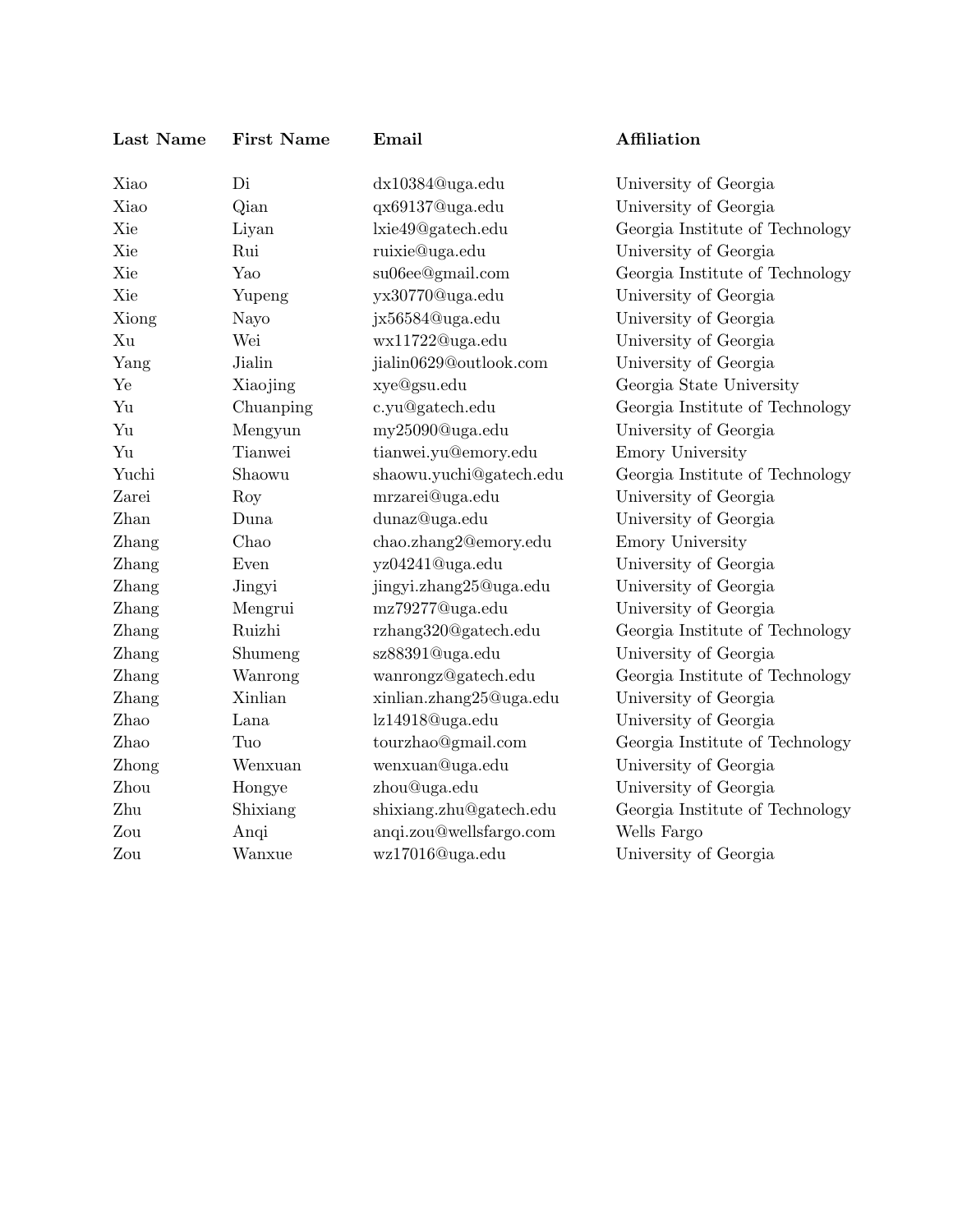| Last Name | First Name | Email | Affiliation |
|---|---|---|---|
| Xiao | Di | dx10384@uga.edu | University of Georgia |
| Xiao | Qian | qx69137@uga.edu | University of Georgia |
| Xie | Liyan | lxie49@gatech.edu | Georgia Institute of Technology |
| Xie | Rui | ruixie@uga.edu | University of Georgia |
| Xie | Yao | su06ee@gmail.com | Georgia Institute of Technology |
| Xie | Yupeng | yx30770@uga.edu | University of Georgia |
| Xiong | Nayo | jx56584@uga.edu | University of Georgia |
| Xu | Wei | wx11722@uga.edu | University of Georgia |
| Yang | Jialin | jialin0629@outlook.com | University of Georgia |
| Ye | Xiaojing | xye@gsu.edu | Georgia State University |
| Yu | Chuanping | c.yu@gatech.edu | Georgia Institute of Technology |
| Yu | Mengyun | my25090@uga.edu | University of Georgia |
| Yu | Tianwei | tianwei.yu@emory.edu | Emory University |
| Yuchi | Shaowu | shaowu.yuchi@gatech.edu | Georgia Institute of Technology |
| Zarei | Roy | mrzarei@uga.edu | University of Georgia |
| Zhan | Duna | dunaz@uga.edu | University of Georgia |
| Zhang | Chao | chao.zhang2@emory.edu | Emory University |
| Zhang | Even | yz04241@uga.edu | University of Georgia |
| Zhang | Jingyi | jingyi.zhang25@uga.edu | University of Georgia |
| Zhang | Mengrui | mz79277@uga.edu | University of Georgia |
| Zhang | Ruizhi | rzhang320@gatech.edu | Georgia Institute of Technology |
| Zhang | Shumeng | sz88391@uga.edu | University of Georgia |
| Zhang | Wanrong | wanrongz@gatech.edu | Georgia Institute of Technology |
| Zhang | Xinlian | xinlian.zhang25@uga.edu | University of Georgia |
| Zhao | Lana | lz14918@uga.edu | University of Georgia |
| Zhao | Tuo | tourzhao@gmail.com | Georgia Institute of Technology |
| Zhong | Wenxuan | wenxuan@uga.edu | University of Georgia |
| Zhou | Hongye | zhou@uga.edu | University of Georgia |
| Zhu | Shixiang | shixiang.zhu@gatech.edu | Georgia Institute of Technology |
| Zou | Anqi | anqi.zou@wellsfargo.com | Wells Fargo |
| Zou | Wanxue | wz17016@uga.edu | University of Georgia |